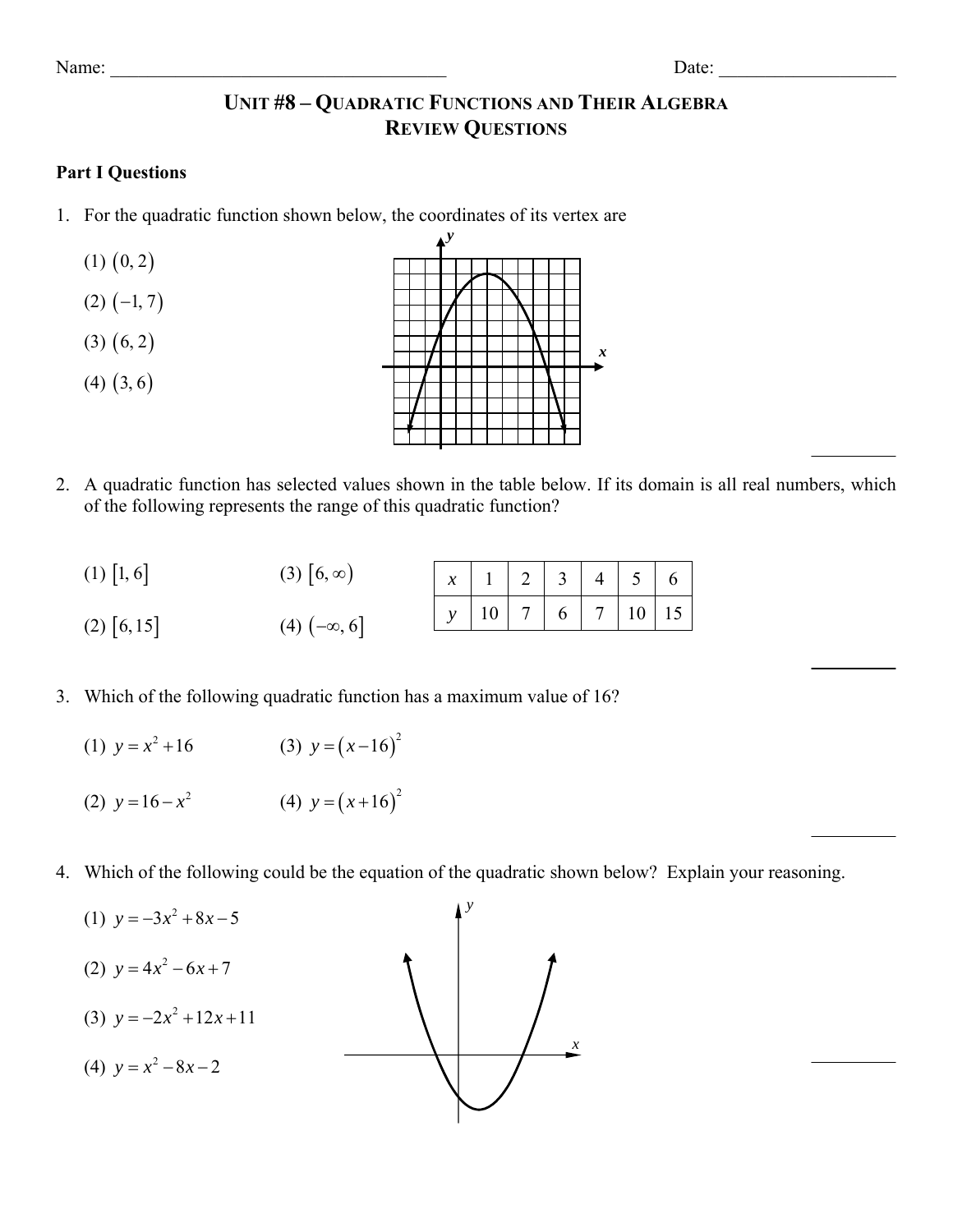Name: ___________________________________ Date: ___________________

# UNIT #8 – QUADRATIC FUNCTIONS AND THEIR ALGEBRA
## REVIEW QUESTIONS

**Part I Questions**

1. For the quadratic function shown below, the coordinates of its vertex are

   (1) $(0, 2)$

   (2) $(-1, 7)$

   (3) $(6, 2)$

   (4) $(3, 6)$

2. A quadratic function has selected values shown in the table below. If its domain is all real numbers, which of the following represents the range of this quadratic function?

   (1) $[1, 6]$ (3) $[6, \infty)$

   (2) $[6, 15]$ (4) $(-\infty, 6]$

| $x$ | 1 | 2 | 3 | 4 | 5 | 6 |
|---|---|---|---|---|---|---|
| $y$ | 10 | 7 | 6 | 7 | 10 | 15 |

3. Which of the following quadratic function has a maximum value of 16?

   (1) $y = x^2 + 16$ (3) $y = (x - 16)^2$

   (2) $y = 16 - x^2$ (4) $y = (x + 16)^2$

4. Which of the following could be the equation of the quadratic shown below? Explain your reasoning.

   (1) $y = -3x^2 + 8x - 5$

   (2) $y = 4x^2 - 6x + 7$

   (3) $y = -2x^2 + 12x + 11$

   (4) $y = x^2 - 8x - 2$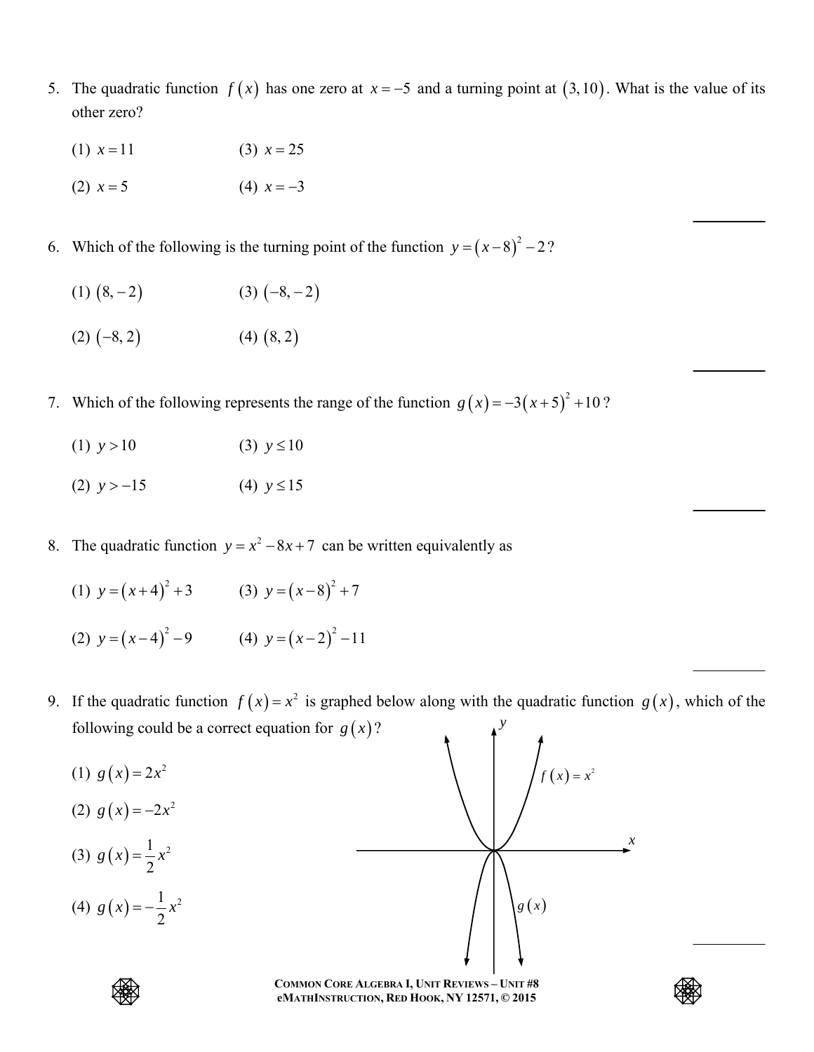5. The quadratic function $f(x)$ has one zero at $x = -5$ and a turning point at $(3, 10)$. What is the value of its other zero?

   (1) $x = 11$ (3) $x = 25$

   (2) $x = 5$ (4) $x = -3$

6. Which of the following is the turning point of the function $y = (x-8)^2 - 2$?

   (1) $(8, -2)$ (3) $(-8, -2)$

   (2) $(-8, 2)$ (4) $(8, 2)$

7. Which of the following represents the range of the function $g(x) = -3(x+5)^2 + 10$?

   (1) $y > 10$ (3) $y \le 10$

   (2) $y > -15$ (4) $y \le 15$

8. The quadratic function $y = x^2 - 8x + 7$ can be written equivalently as

   (1) $y = (x+4)^2 + 3$ (3) $y = (x-8)^2 + 7$

   (2) $y = (x-4)^2 - 9$ (4) $y = (x-2)^2 - 11$

9. If the quadratic function $f(x) = x^2$ is graphed below along with the quadratic function $g(x)$, which of the following could be a correct equation for $g(x)$?

   (1) $g(x) = 2x^2$

   (2) $g(x) = -2x^2$

   (3) $g(x) = \frac{1}{2}x^2$

   (4) $g(x) = -\frac{1}{2}x^2$

   $y$, $x$, $f(x) = x^2$, $g(x)$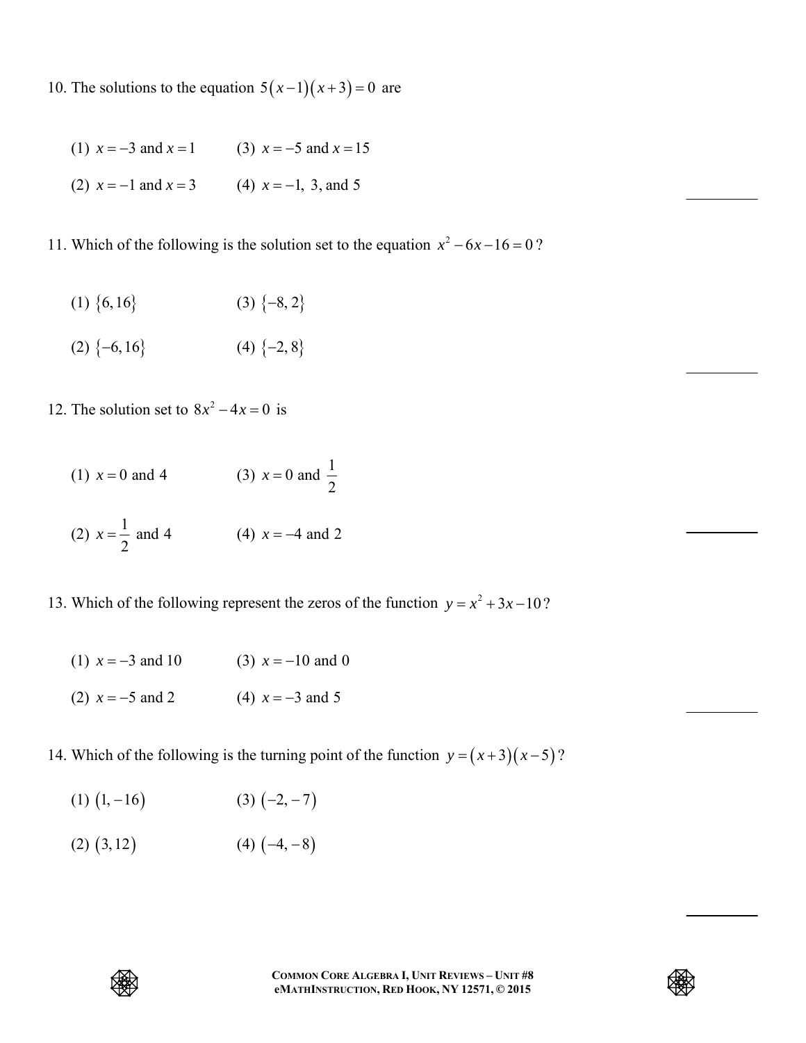10. The solutions to the equation $5(x-1)(x+3)=0$ are

(1) $x=-3$ and $x=1$ (3) $x=-5$ and $x=15$

(2) $x=-1$ and $x=3$ (4) $x=-1$, 3, and 5

11. Which of the following is the solution set to the equation $x^2-6x-16=0$?

(1) $\{6,16\}$ (3) $\{-8,2\}$

(2) $\{-6,16\}$ (4) $\{-2,8\}$

12. The solution set to $8x^2-4x=0$ is

(1) $x=0$ and 4 (3) $x=0$ and $\frac{1}{2}$

(2) $x=\frac{1}{2}$ and 4 (4) $x=-4$ and 2

13. Which of the following represent the zeros of the function $y=x^2+3x-10$?

(1) $x=-3$ and 10 (3) $x=-10$ and 0

(2) $x=-5$ and 2 (4) $x=-3$ and 5

14. Which of the following is the turning point of the function $y=(x+3)(x-5)$?

(1) $(1,-16)$ (3) $(-2,-7)$

(2) $(3,12)$ (4) $(-4,-8)$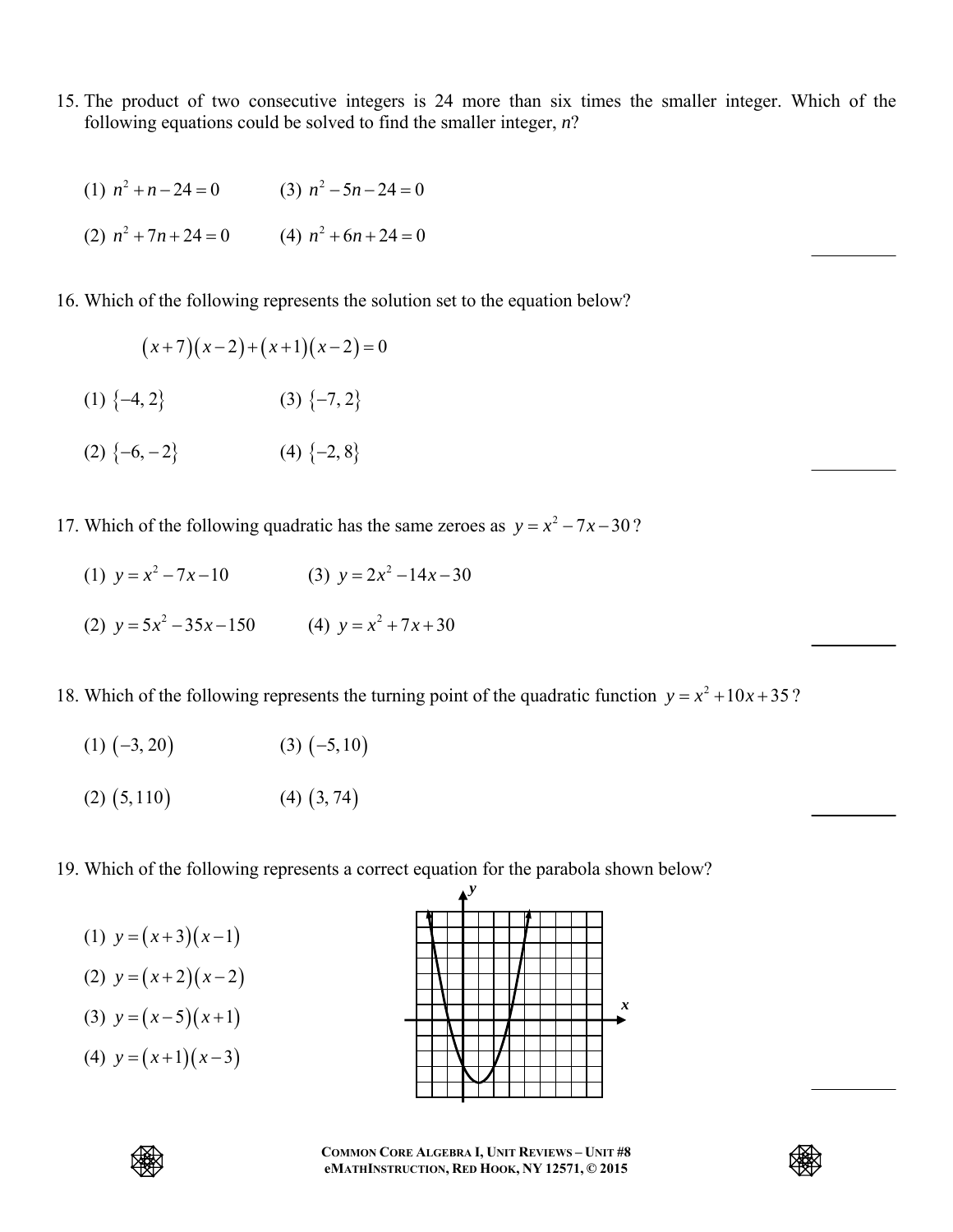15. The product of two consecutive integers is 24 more than six times the smaller integer. Which of the following equations could be solved to find the smaller integer, $n$?

(1) $n^2 + n - 24 = 0$ (3) $n^2 - 5n - 24 = 0$

(2) $n^2 + 7n + 24 = 0$ (4) $n^2 + 6n + 24 = 0$

16. Which of the following represents the solution set to the equation below?

$$(x+7)(x-2)+(x+1)(x-2)=0$$

(1) $\{-4, 2\}$ (3) $\{-7, 2\}$

(2) $\{-6, -2\}$ (4) $\{-2, 8\}$

17. Which of the following quadratic has the same zeroes as $y = x^2 - 7x - 30$?

(1) $y = x^2 - 7x - 10$ (3) $y = 2x^2 - 14x - 30$

(2) $y = 5x^2 - 35x - 150$ (4) $y = x^2 + 7x + 30$

18. Which of the following represents the turning point of the quadratic function $y = x^2 + 10x + 35$?

(1) $(-3, 20)$ (3) $(-5, 10)$

(2) $(5, 110)$ (4) $(3, 74)$

19. Which of the following represents a correct equation for the parabola shown below?

(1) $y = (x+3)(x-1)$

(2) $y = (x+2)(x-2)$

(3) $y = (x-5)(x+1)$

(4) $y = (x+1)(x-3)$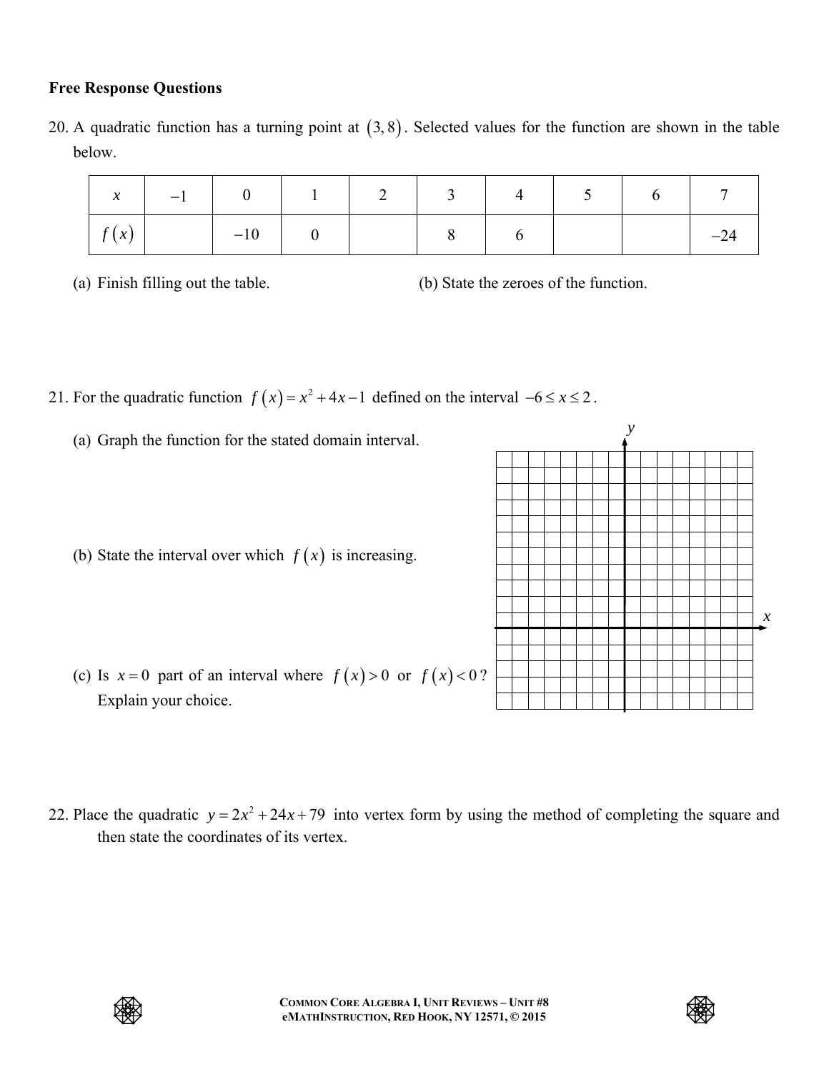**Free Response Questions**

20. A quadratic function has a turning point at $(3, 8)$. Selected values for the function are shown in the table below.

| $x$ | $-1$ | $0$ | $1$ | $2$ | $3$ | $4$ | $5$ | $6$ | $7$ |
|---|---|---|---|---|---|---|---|---|---|
| $f(x)$ | | $-10$ | $0$ | | $8$ | $6$ | | | $-24$ |

(a) Finish filling out the table.

(b) State the zeroes of the function.

21. For the quadratic function $f(x) = x^2 + 4x - 1$ defined on the interval $-6 \le x \le 2$.

(a) Graph the function for the stated domain interval.

(b) State the interval over which $f(x)$ is increasing.

(c) Is $x = 0$ part of an interval where $f(x) > 0$ or $f(x) < 0$? Explain your choice.

22. Place the quadratic $y = 2x^2 + 24x + 79$ into vertex form by using the method of completing the square and then state the coordinates of its vertex.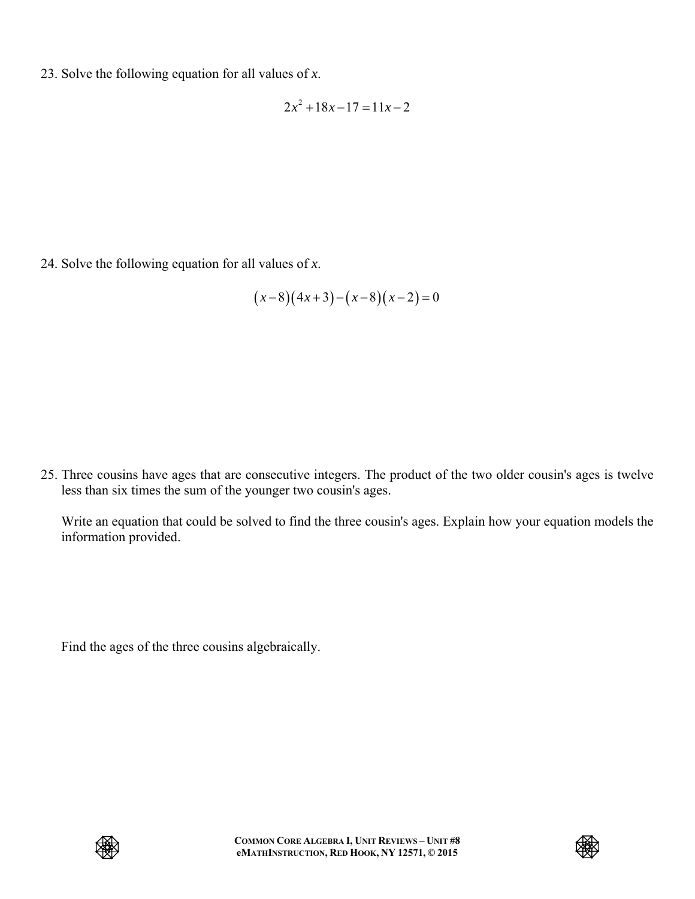23. Solve the following equation for all values of *x*.

$$2x^2+18x-17=11x-2$$

24. Solve the following equation for all values of *x*.

$$(x-8)(4x+3)-(x-8)(x-2)=0$$

25. Three cousins have ages that are consecutive integers. The product of the two older cousin's ages is twelve less than six times the sum of the younger two cousin's ages.

    Write an equation that could be solved to find the three cousin's ages. Explain how your equation models the information provided.

    Find the ages of the three cousins algebraically.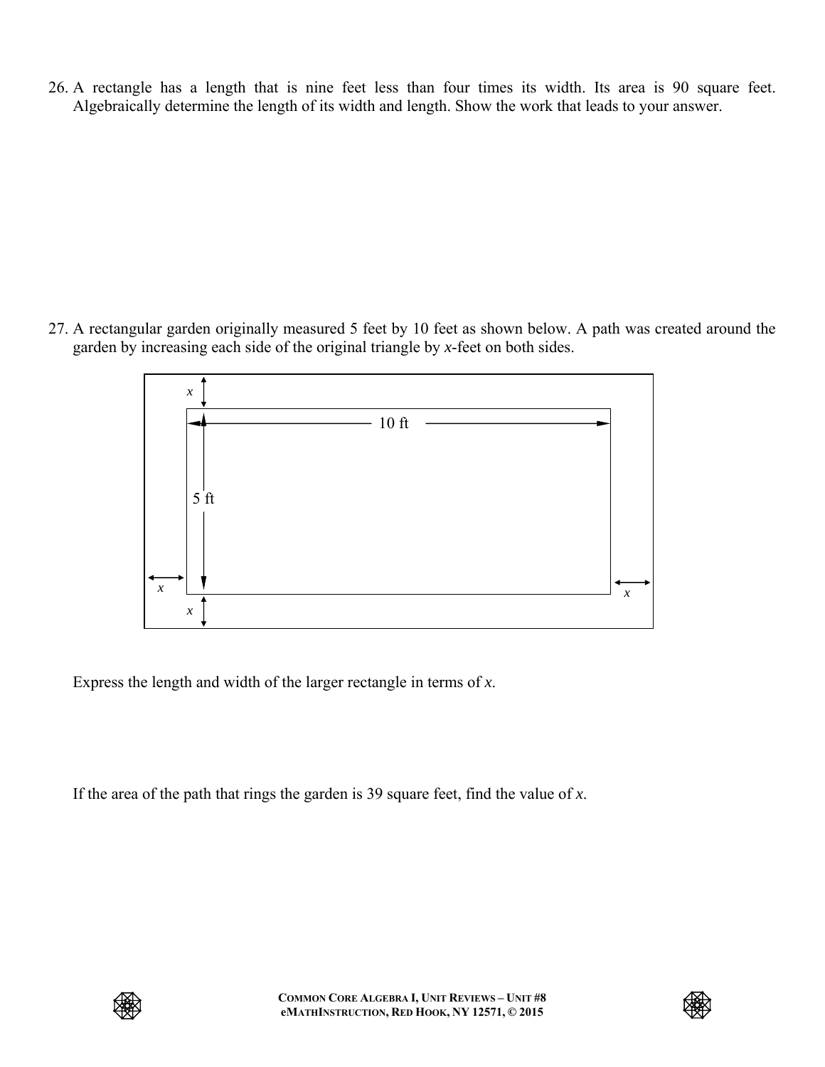26. A rectangle has a length that is nine feet less than four times its width. Its area is 90 square feet. Algebraically determine the length of its width and length. Show the work that leads to your answer.

27. A rectangular garden originally measured 5 feet by 10 feet as shown below. A path was created around the garden by increasing each side of the original triangle by $x$-feet on both sides.

$x$

10 ft

5 ft

$x$

$x$

$x$

Express the length and width of the larger rectangle in terms of $x$.

If the area of the path that rings the garden is 39 square feet, find the value of $x$.